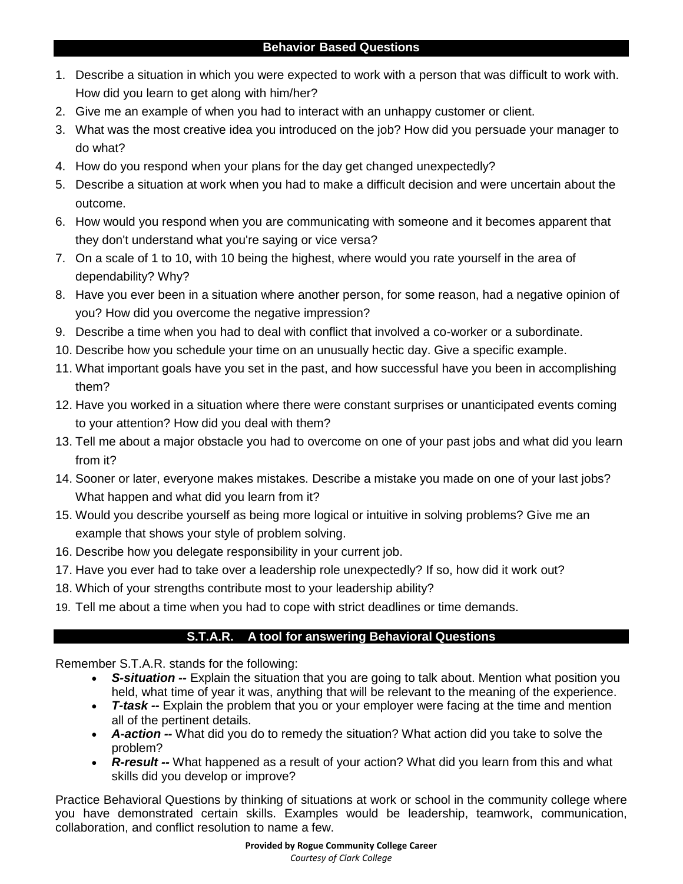## Behavior Based Questions

1. Describe a situation in which you were expected to work with a person that was difficult to work with. How did you learn to get along with him/her?
2. Give me an example of when you had to interact with an unhappy customer or client.
3. What was the most creative idea you introduced on the job? How did you persuade your manager to do what?
4. How do you respond when your plans for the day get changed unexpectedly?
5. Describe a situation at work when you had to make a difficult decision and were uncertain about the outcome.
6. How would you respond when you are communicating with someone and it becomes apparent that they don't understand what you're saying or vice versa?
7. On a scale of 1 to 10, with 10 being the highest, where would you rate yourself in the area of dependability? Why?
8. Have you ever been in a situation where another person, for some reason, had a negative opinion of you? How did you overcome the negative impression?
9. Describe a time when you had to deal with conflict that involved a co-worker or a subordinate.
10. Describe how you schedule your time on an unusually hectic day. Give a specific example.
11. What important goals have you set in the past, and how successful have you been in accomplishing them?
12. Have you worked in a situation where there were constant surprises or unanticipated events coming to your attention? How did you deal with them?
13. Tell me about a major obstacle you had to overcome on one of your past jobs and what did you learn from it?
14. Sooner or later, everyone makes mistakes. Describe a mistake you made on one of your last jobs? What happen and what did you learn from it?
15. Would you describe yourself as being more logical or intuitive in solving problems? Give me an example that shows your style of problem solving.
16. Describe how you delegate responsibility in your current job.
17. Have you ever had to take over a leadership role unexpectedly? If so, how did it work out?
18. Which of your strengths contribute most to your leadership ability?
19. Tell me about a time when you had to cope with strict deadlines or time demands.

## S.T.A.R. A tool for answering Behavioral Questions

Remember S.T.A.R. stands for the following:

- ***S-situation --*** Explain the situation that you are going to talk about. Mention what position you held, what time of year it was, anything that will be relevant to the meaning of the experience.
- ***T-task --*** Explain the problem that you or your employer were facing at the time and mention all of the pertinent details.
- ***A-action --*** What did you do to remedy the situation? What action did you take to solve the problem?
- ***R-result --*** What happened as a result of your action? What did you learn from this and what skills did you develop or improve?

Practice Behavioral Questions by thinking of situations at work or school in the community college where you have demonstrated certain skills. Examples would be leadership, teamwork, communication, collaboration, and conflict resolution to name a few.

**Provided by Rogue Community College Career**

*Courtesy of Clark College*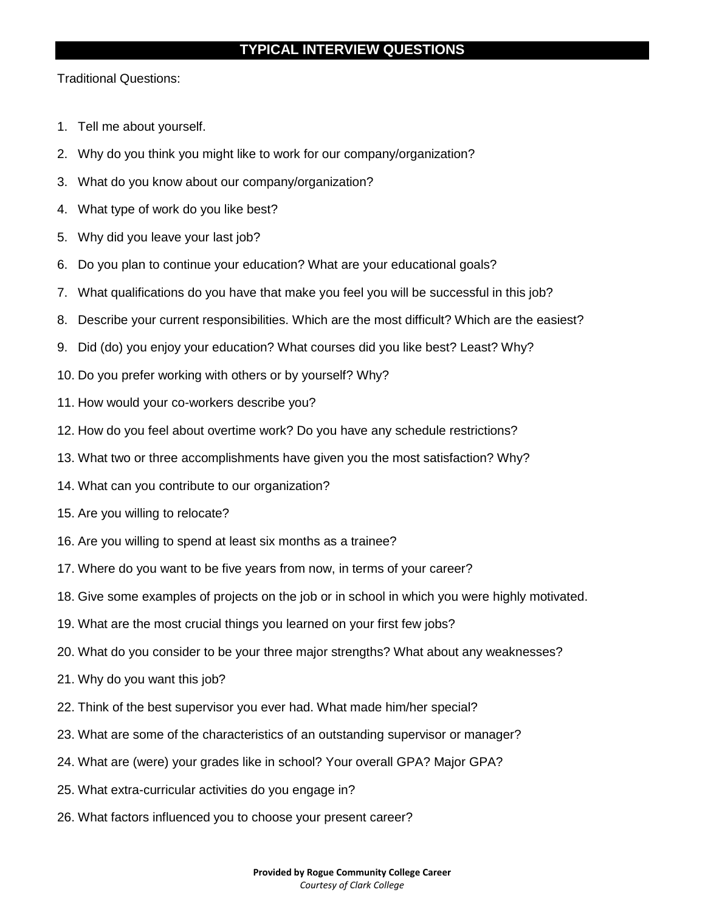## TYPICAL INTERVIEW QUESTIONS

Traditional Questions:

1. Tell me about yourself.
2. Why do you think you might like to work for our company/organization?
3. What do you know about our company/organization?
4. What type of work do you like best?
5. Why did you leave your last job?
6. Do you plan to continue your education? What are your educational goals?
7. What qualifications do you have that make you feel you will be successful in this job?
8. Describe your current responsibilities. Which are the most difficult? Which are the easiest?
9. Did (do) you enjoy your education? What courses did you like best? Least? Why?
10. Do you prefer working with others or by yourself? Why?
11. How would your co-workers describe you?
12. How do you feel about overtime work? Do you have any schedule restrictions?
13. What two or three accomplishments have given you the most satisfaction? Why?
14. What can you contribute to our organization?
15. Are you willing to relocate?
16. Are you willing to spend at least six months as a trainee?
17. Where do you want to be five years from now, in terms of your career?
18. Give some examples of projects on the job or in school in which you were highly motivated.
19. What are the most crucial things you learned on your first few jobs?
20. What do you consider to be your three major strengths? What about any weaknesses?
21. Why do you want this job?
22. Think of the best supervisor you ever had. What made him/her special?
23. What are some of the characteristics of an outstanding supervisor or manager?
24. What are (were) your grades like in school? Your overall GPA? Major GPA?
25. What extra-curricular activities do you engage in?
26. What factors influenced you to choose your present career?

**Provided by Rogue Community College Career**

*Courtesy of Clark College*